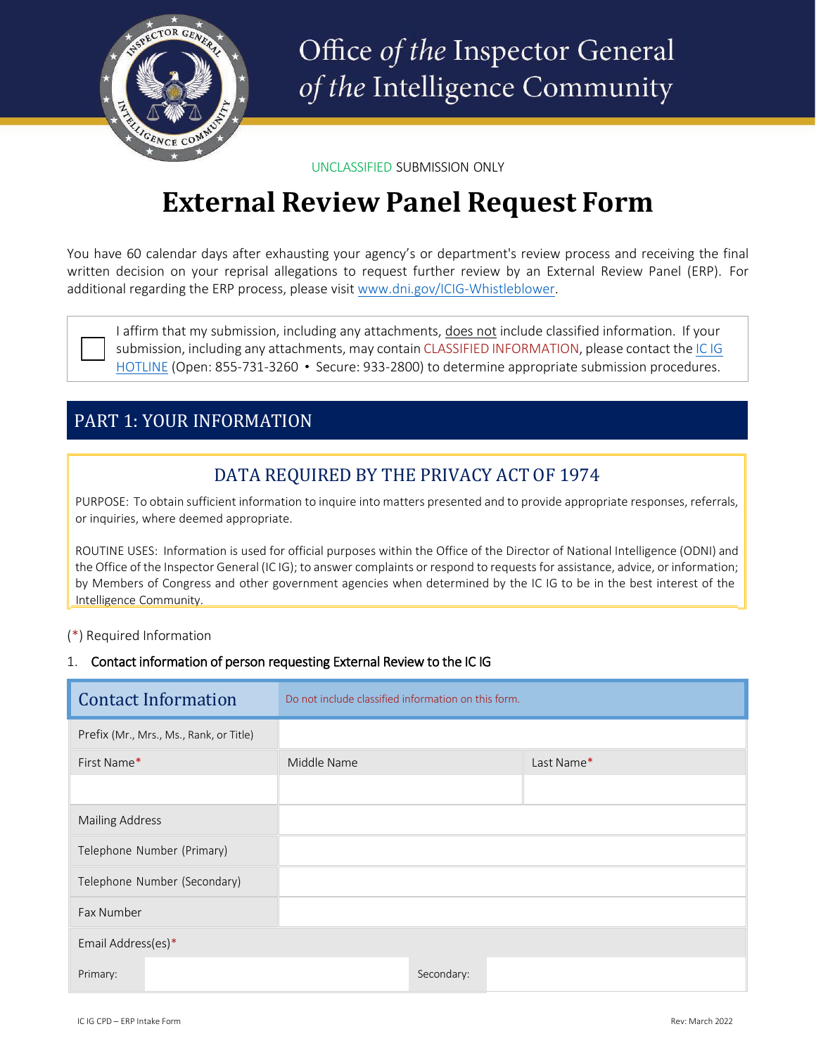# Office *of the* Inspector General *of the* Intelligence Community

UNCLASSIFIED SUBMISSION ONLY

# External Review Panel Request Form

You have 60 calendar days after exhausting your agency's or department's review process and receiving the final written decision on your reprisal allegations to request further review by an External Review Panel (ERP). For additional regarding the ERP process, please visit www.dni.gov/ICIG-Whistleblower.

☐ I affirm that my submission, including any attachments, does not include classified information. If your submission, including any attachments, may contain CLASSIFIED INFORMATION, please contact the IC IG HOTLINE (Open: 855-731-3260 • Secure: 933-2800) to determine appropriate submission procedures.

## PART 1: YOUR INFORMATION

### DATA REQUIRED BY THE PRIVACY ACT OF 1974

PURPOSE: To obtain sufficient information to inquire into matters presented and to provide appropriate responses, referrals, or inquiries, where deemed appropriate.

ROUTINE USES: Information is used for official purposes within the Office of the Director of National Intelligence (ODNI) and the Office of the Inspector General (IC IG); to answer complaints or respond to requests for assistance, advice, or information; by Members of Congress and other government agencies when determined by the IC IG to be in the best interest of the Intelligence Community.

(*) Required Information

1. Contact information of person requesting External Review to the IC IG

| Contact Information | Do not include classified information on this form. | |
|---|---|---|
| Prefix (Mr., Mrs., Ms., Rank, or Title) | | |
| First Name* | Middle Name | Last Name* |
| | | |
| Mailing Address | | |
| Telephone Number (Primary) | | |
| Telephone Number (Secondary) | | |
| Fax Number | | |
| Email Address(es)* | | |
| Primary: | Secondary: | |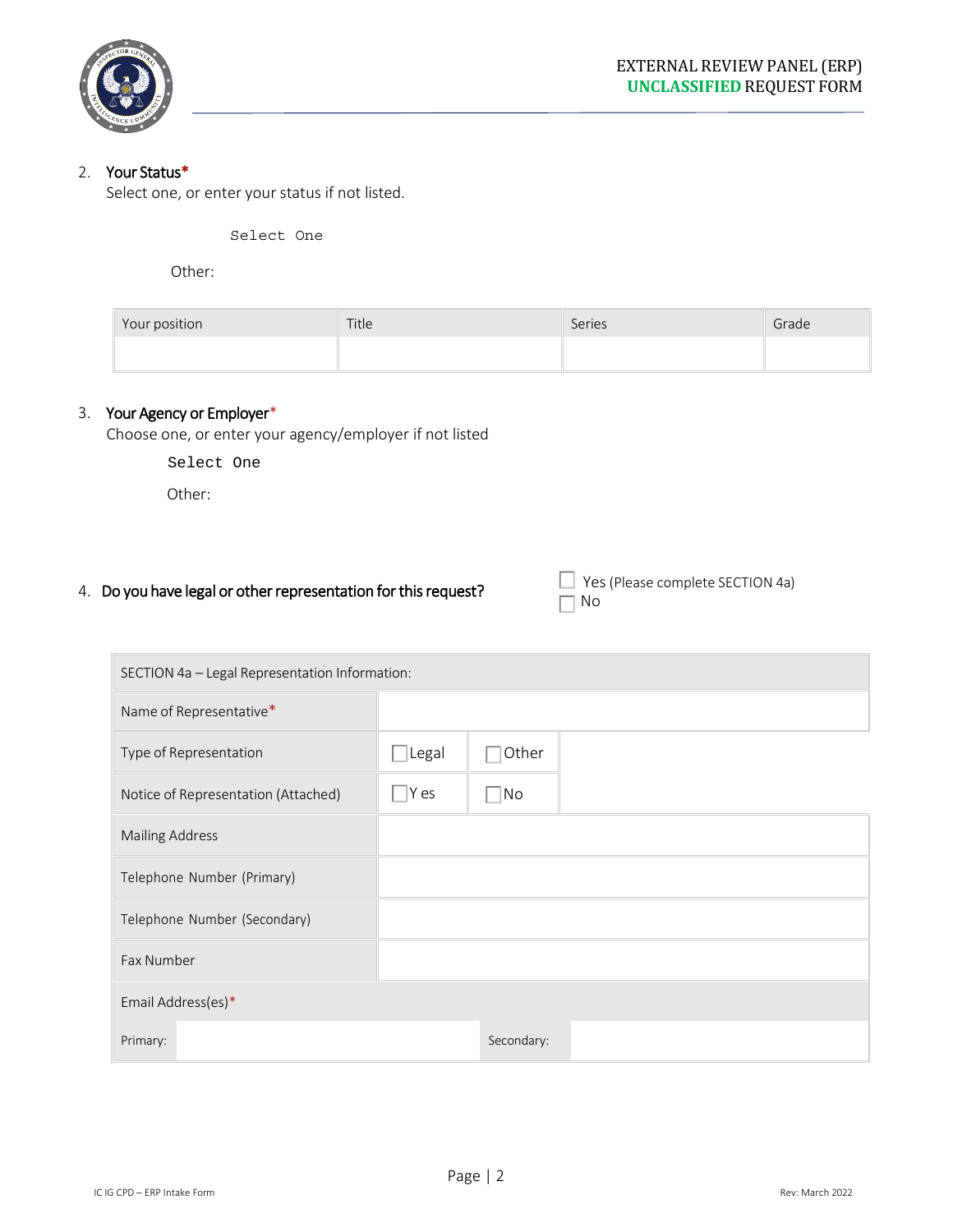2. **Your Status***
   Select one, or enter your status if not listed.

   Select One

   Other:

| Your position | Title | Series | Grade |
|---|---|---|---|
| | | | |

3. **Your Agency or Employer***
   Choose one, or enter your agency/employer if not listed

   Select One

   Other:

4. **Do you have legal or other representation for this request?**

   ☐ Yes (Please complete SECTION 4a)
   ☐ No

| SECTION 4a – Legal Representation Information: | | | |
|---|---|---|---|
| Name of Representative* | | | |
| Type of Representation | ☐ Legal | ☐ Other | |
| Notice of Representation (Attached) | ☐ Yes | ☐ No | |
| Mailing Address | | | |
| Telephone Number (Primary) | | | |
| Telephone Number (Secondary) | | | |
| Fax Number | | | |
| Email Address(es)* | | | |
| Primary: | | Secondary: | |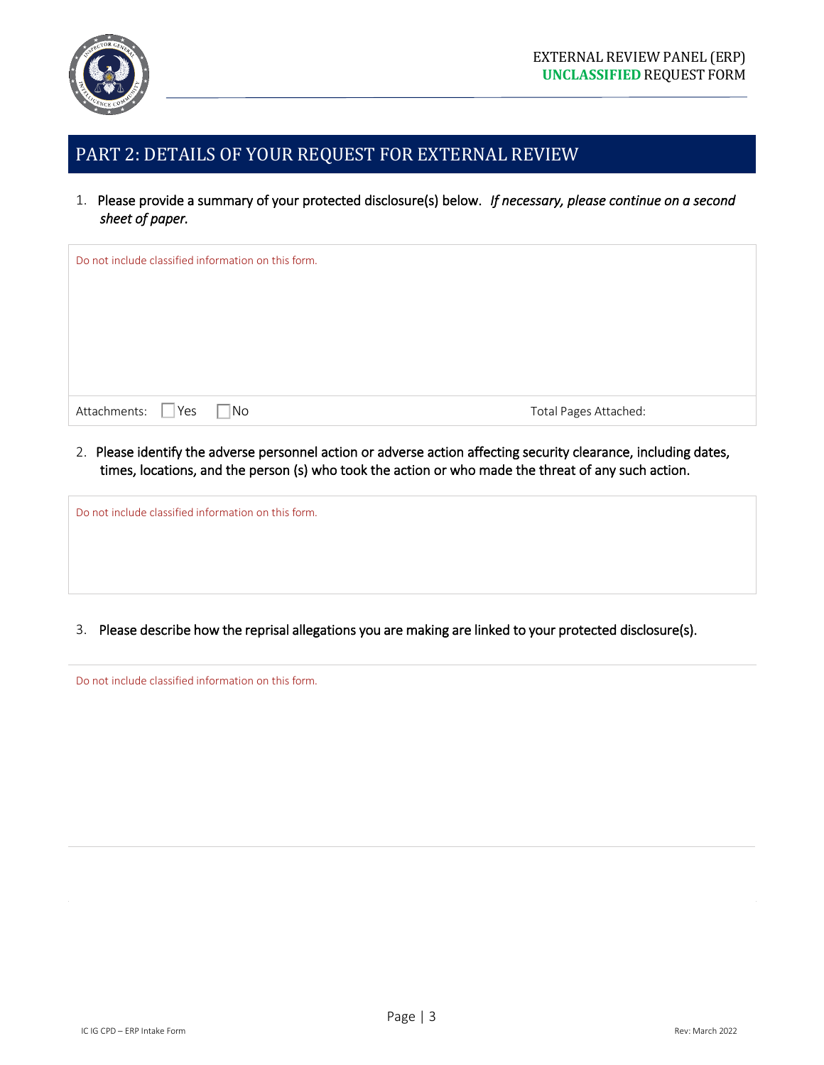## PART 2: DETAILS OF YOUR REQUEST FOR EXTERNAL REVIEW

1. Please provide a summary of your protected disclosure(s) below. *If necessary, please continue on a second sheet of paper.*

Do not include classified information on this form.

Attachments: ☐ Yes ☐ No Total Pages Attached:

2. Please identify the adverse personnel action or adverse action affecting security clearance, including dates, times, locations, and the person (s) who took the action or who made the threat of any such action.

Do not include classified information on this form.

3. Please describe how the reprisal allegations you are making are linked to your protected disclosure(s).

Do not include classified information on this form.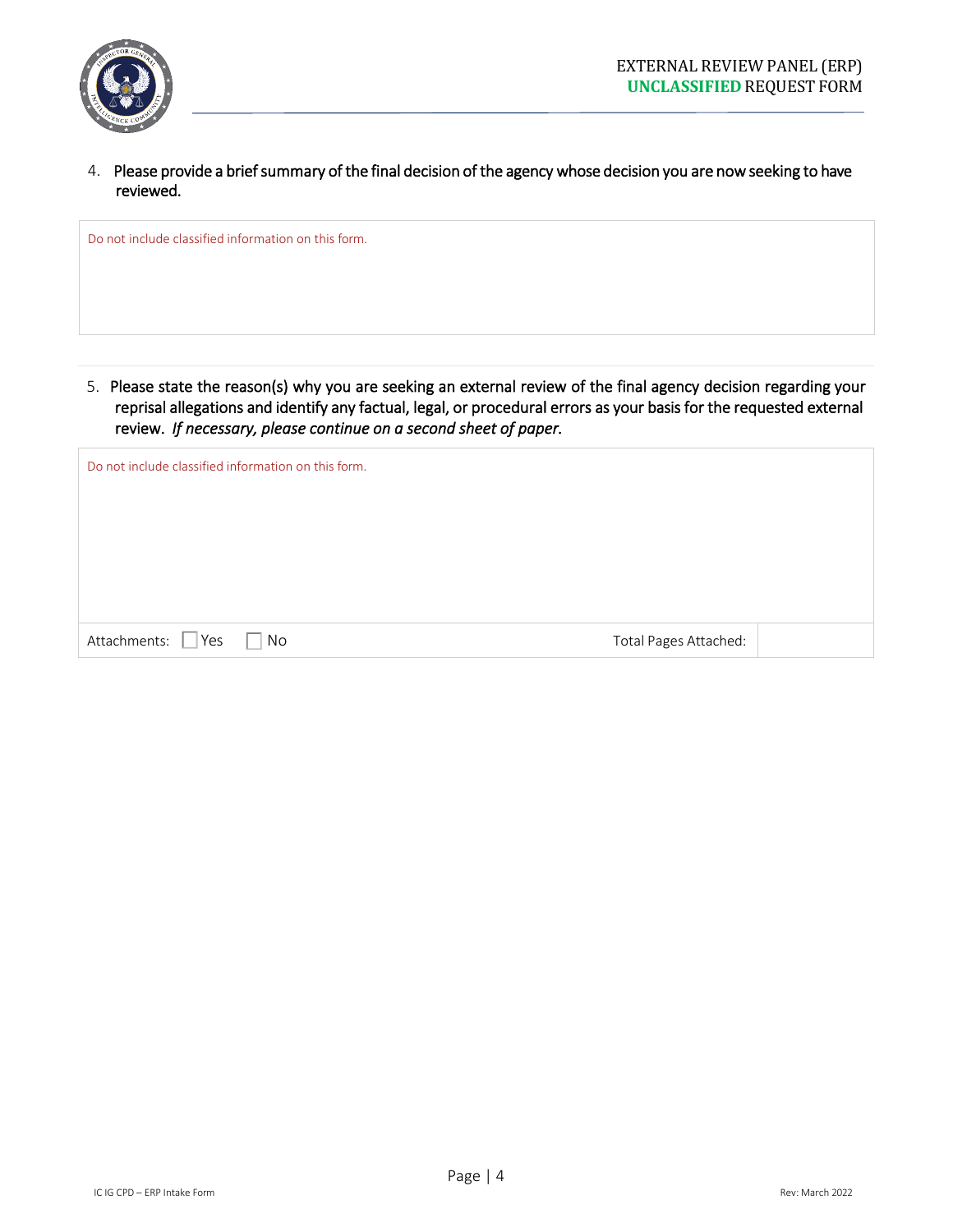4. Please provide a brief summary of the final decision of the agency whose decision you are now seeking to have reviewed.

| Do not include classified information on this form. |
| --- |
| |

5. Please state the reason(s) why you are seeking an external review of the final agency decision regarding your reprisal allegations and identify any factual, legal, or procedural errors as your basis for the requested external review. *If necessary, please continue on a second sheet of paper.*

| Do not include classified information on this form. | | |
| --- | --- | --- |
| | | |
| Attachments: ☐ Yes ☐ No | Total Pages Attached: | |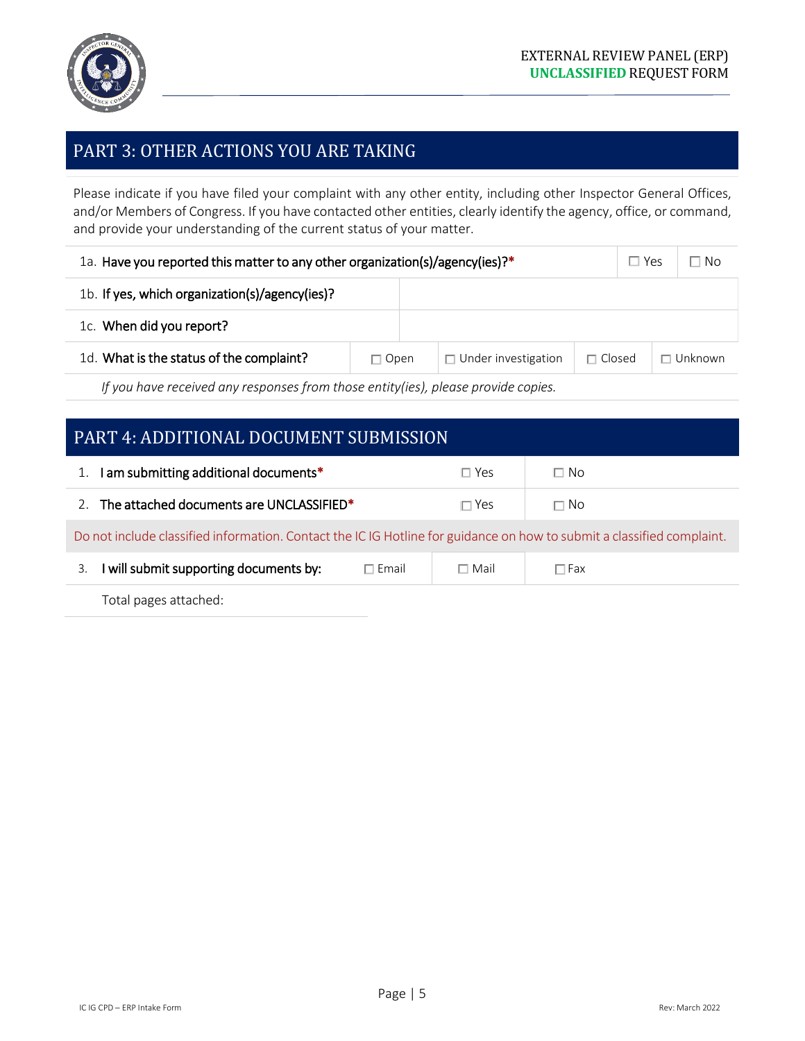## PART 3: OTHER ACTIONS YOU ARE TAKING

Please indicate if you have filed your complaint with any other entity, including other Inspector General Offices, and/or Members of Congress. If you have contacted other entities, clearly identify the agency, office, or command, and provide your understanding of the current status of your matter.

| | | | | |
|---|---|---|---|---|
| 1a. **Have you reported this matter to any other organization(s)/agency(ies)?*** | | | ☐ Yes | ☐ No |
| 1b. **If yes, which organization(s)/agency(ies)?** | | | | |
| 1c. **When did you report?** | | | | |
| 1d. **What is the status of the complaint?** | ☐ Open | ☐ Under investigation | ☐ Closed | ☐ Unknown |

*If you have received any responses from those entity(ies), please provide copies.*

## PART 4: ADDITIONAL DOCUMENT SUBMISSION

| | | | |
|---|---|---|---|
| 1. **I am submitting additional documents*** | | ☐ Yes | ☐ No |
| 2. **The attached documents are UNCLASSIFIED*** | | ☐ Yes | ☐ No |
| Do not include classified information. Contact the IC IG Hotline for guidance on how to submit a classified complaint. | | | |
| 3. **I will submit supporting documents by:** | ☐ Email | ☐ Mail | ☐ Fax |

Total pages attached: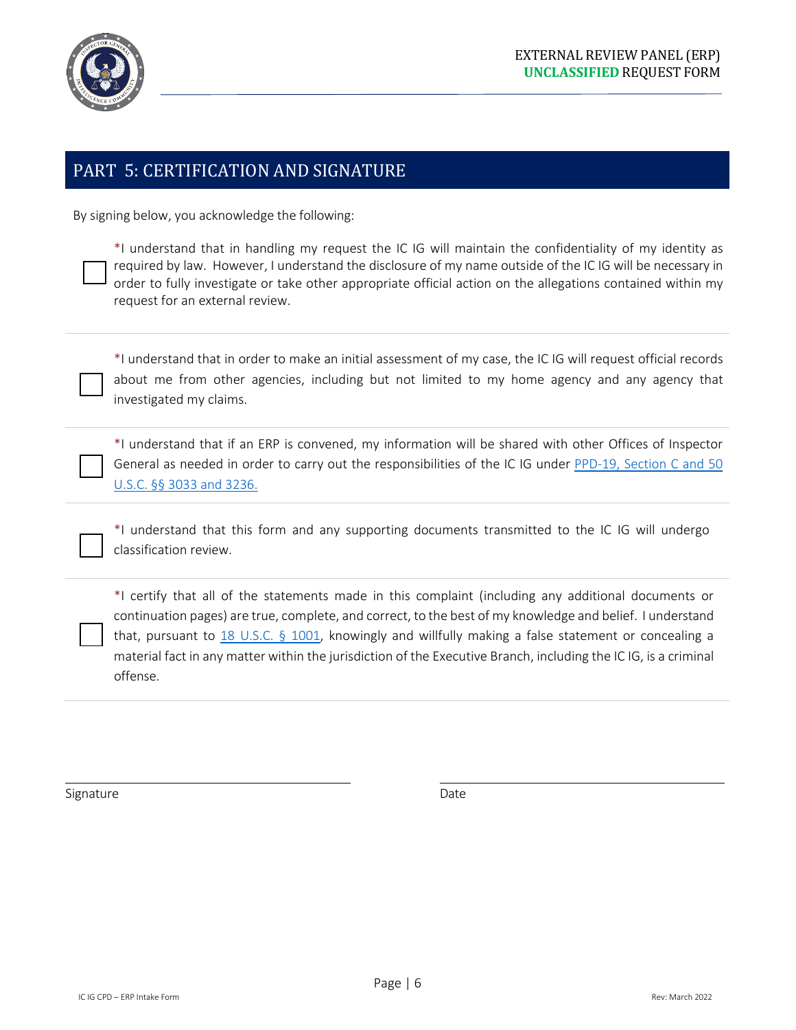## PART 5: CERTIFICATION AND SIGNATURE

By signing below, you acknowledge the following:

- ☐ *I understand that in handling my request the IC IG will maintain the confidentiality of my identity as required by law. However, I understand the disclosure of my name outside of the IC IG will be necessary in order to fully investigate or take other appropriate official action on the allegations contained within my request for an external review.

- ☐ *I understand that in order to make an initial assessment of my case, the IC IG will request official records about me from other agencies, including but not limited to my home agency and any agency that investigated my claims.

- ☐ *I understand that if an ERP is convened, my information will be shared with other Offices of Inspector General as needed in order to carry out the responsibilities of the IC IG under PPD-19, Section C and 50 U.S.C. §§ 3033 and 3236.

- ☐ *I understand that this form and any supporting documents transmitted to the IC IG will undergo classification review.

- ☐ *I certify that all of the statements made in this complaint (including any additional documents or continuation pages) are true, complete, and correct, to the best of my knowledge and belief. I understand that, pursuant to 18 U.S.C. § 1001, knowingly and willfully making a false statement or concealing a material fact in any matter within the jurisdiction of the Executive Branch, including the IC IG, is a criminal offense.

Signature ______________________________

Date ______________________________